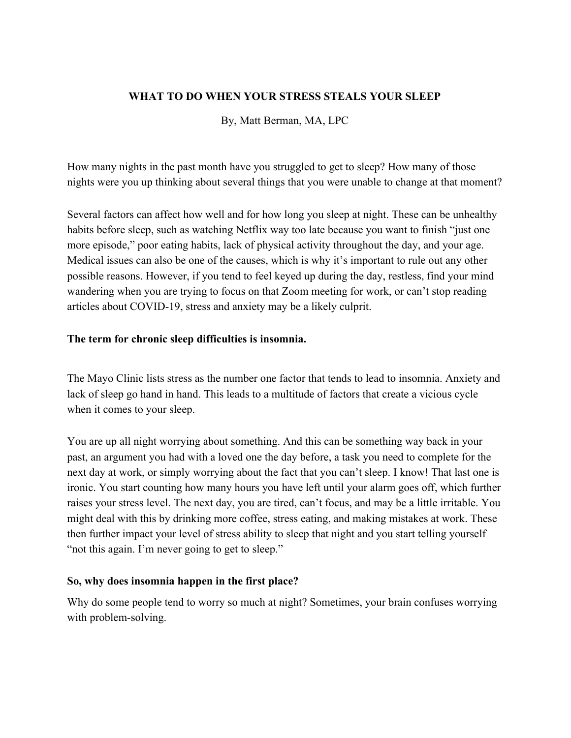# WHAT TO DO WHEN YOUR STRESS STEALS YOUR SLEEP

By, Matt Berman, MA, LPC

How many nights in the past month have you struggled to get to sleep? How many of those nights were you up thinking about several things that you were unable to change at that moment?

Several factors can affect how well and for how long you sleep at night. These can be unhealthy habits before sleep, such as watching Netflix way too late because you want to finish "just one more episode," poor eating habits, lack of physical activity throughout the day, and your age. Medical issues can also be one of the causes, which is why it's important to rule out any other possible reasons. However, if you tend to feel keyed up during the day, restless, find your mind wandering when you are trying to focus on that Zoom meeting for work, or can't stop reading articles about COVID-19, stress and anxiety may be a likely culprit.

**The term for chronic sleep difficulties is insomnia.**

The Mayo Clinic lists stress as the number one factor that tends to lead to insomnia. Anxiety and lack of sleep go hand in hand. This leads to a multitude of factors that create a vicious cycle when it comes to your sleep.

You are up all night worrying about something. And this can be something way back in your past, an argument you had with a loved one the day before, a task you need to complete for the next day at work, or simply worrying about the fact that you can't sleep. I know! That last one is ironic. You start counting how many hours you have left until your alarm goes off, which further raises your stress level. The next day, you are tired, can't focus, and may be a little irritable. You might deal with this by drinking more coffee, stress eating, and making mistakes at work. These then further impact your level of stress ability to sleep that night and you start telling yourself "not this again. I'm never going to get to sleep."

**So, why does insomnia happen in the first place?**

Why do some people tend to worry so much at night? Sometimes, your brain confuses worrying with problem-solving.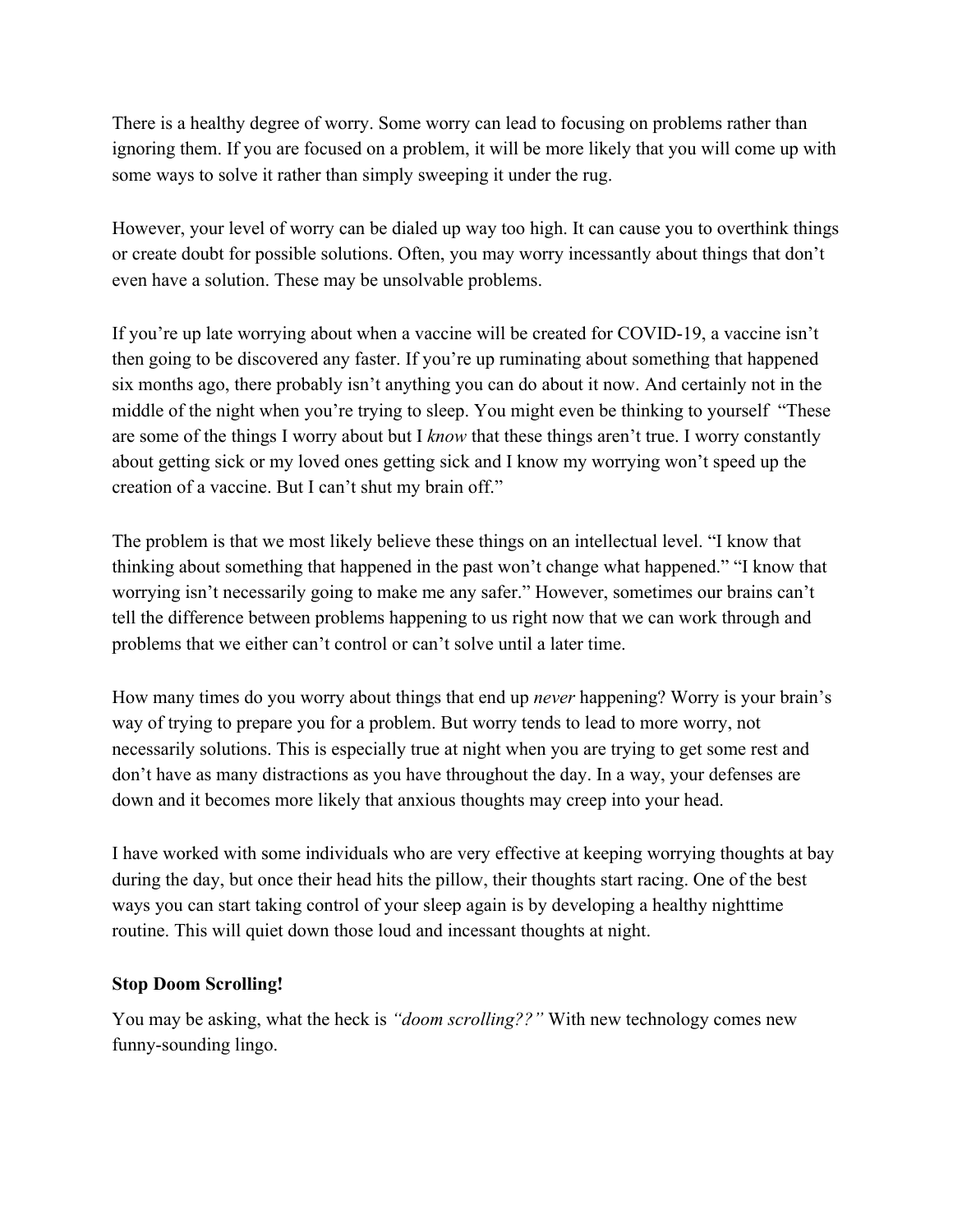There is a healthy degree of worry. Some worry can lead to focusing on problems rather than ignoring them. If you are focused on a problem, it will be more likely that you will come up with some ways to solve it rather than simply sweeping it under the rug.

However, your level of worry can be dialed up way too high. It can cause you to overthink things or create doubt for possible solutions. Often, you may worry incessantly about things that don't even have a solution. These may be unsolvable problems.

If you're up late worrying about when a vaccine will be created for COVID-19, a vaccine isn't then going to be discovered any faster. If you're up ruminating about something that happened six months ago, there probably isn't anything you can do about it now. And certainly not in the middle of the night when you're trying to sleep. You might even be thinking to yourself "These are some of the things I worry about but I *know* that these things aren't true. I worry constantly about getting sick or my loved ones getting sick and I know my worrying won't speed up the creation of a vaccine. But I can't shut my brain off."

The problem is that we most likely believe these things on an intellectual level. "I know that thinking about something that happened in the past won't change what happened." "I know that worrying isn't necessarily going to make me any safer." However, sometimes our brains can't tell the difference between problems happening to us right now that we can work through and problems that we either can't control or can't solve until a later time.

How many times do you worry about things that end up *never* happening? Worry is your brain's way of trying to prepare you for a problem. But worry tends to lead to more worry, not necessarily solutions. This is especially true at night when you are trying to get some rest and don't have as many distractions as you have throughout the day. In a way, your defenses are down and it becomes more likely that anxious thoughts may creep into your head.

I have worked with some individuals who are very effective at keeping worrying thoughts at bay during the day, but once their head hits the pillow, their thoughts start racing. One of the best ways you can start taking control of your sleep again is by developing a healthy nighttime routine. This will quiet down those loud and incessant thoughts at night.

**Stop Doom Scrolling!**

You may be asking, what the heck is *"doom scrolling??"* With new technology comes new funny-sounding lingo.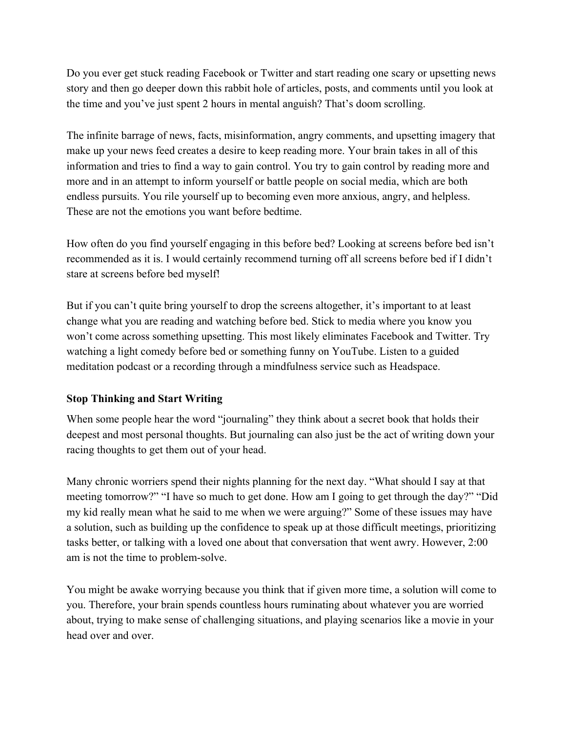Do you ever get stuck reading Facebook or Twitter and start reading one scary or upsetting news story and then go deeper down this rabbit hole of articles, posts, and comments until you look at the time and you've just spent 2 hours in mental anguish? That's doom scrolling.

The infinite barrage of news, facts, misinformation, angry comments, and upsetting imagery that make up your news feed creates a desire to keep reading more. Your brain takes in all of this information and tries to find a way to gain control. You try to gain control by reading more and more and in an attempt to inform yourself or battle people on social media, which are both endless pursuits. You rile yourself up to becoming even more anxious, angry, and helpless. These are not the emotions you want before bedtime.

How often do you find yourself engaging in this before bed? Looking at screens before bed isn't recommended as it is. I would certainly recommend turning off all screens before bed if I didn't stare at screens before bed myself!

But if you can't quite bring yourself to drop the screens altogether, it's important to at least change what you are reading and watching before bed. Stick to media where you know you won't come across something upsetting. This most likely eliminates Facebook and Twitter. Try watching a light comedy before bed or something funny on YouTube. Listen to a guided meditation podcast or a recording through a mindfulness service such as Headspace.

**Stop Thinking and Start Writing**

When some people hear the word "journaling" they think about a secret book that holds their deepest and most personal thoughts. But journaling can also just be the act of writing down your racing thoughts to get them out of your head.

Many chronic worriers spend their nights planning for the next day. "What should I say at that meeting tomorrow?" "I have so much to get done. How am I going to get through the day?" "Did my kid really mean what he said to me when we were arguing?" Some of these issues may have a solution, such as building up the confidence to speak up at those difficult meetings, prioritizing tasks better, or talking with a loved one about that conversation that went awry. However, 2:00 am is not the time to problem-solve.

You might be awake worrying because you think that if given more time, a solution will come to you. Therefore, your brain spends countless hours ruminating about whatever you are worried about, trying to make sense of challenging situations, and playing scenarios like a movie in your head over and over.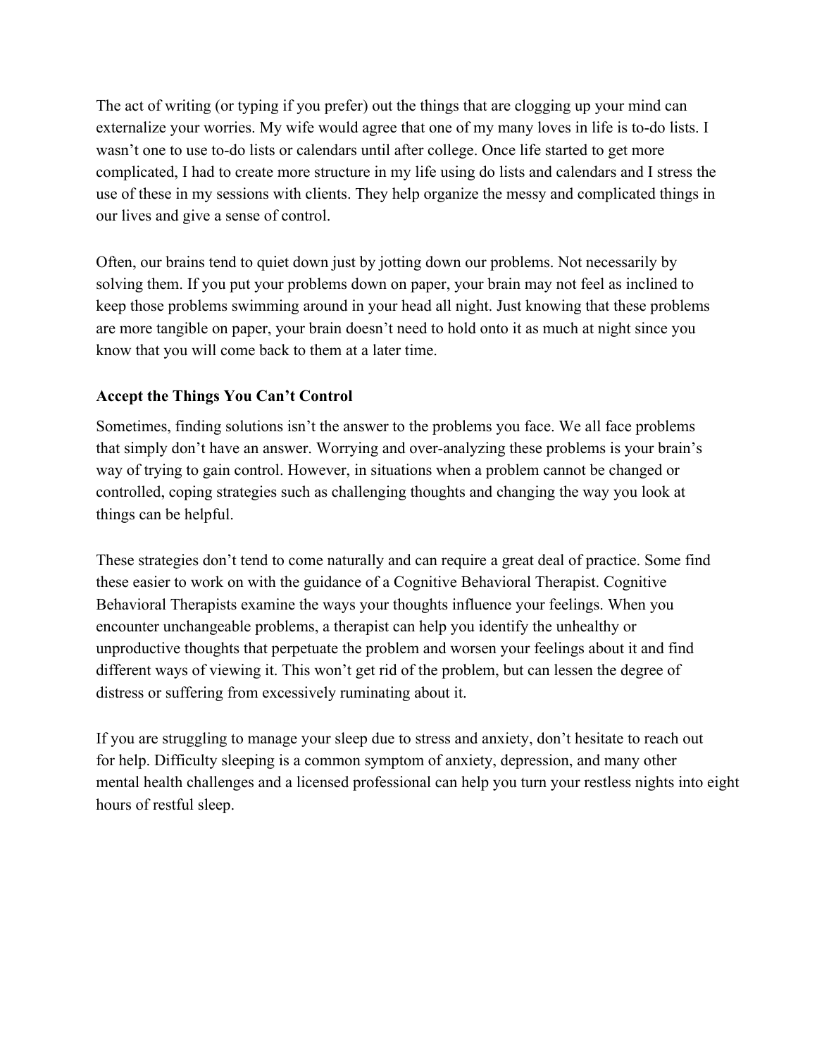The act of writing (or typing if you prefer) out the things that are clogging up your mind can externalize your worries. My wife would agree that one of my many loves in life is to-do lists. I wasn't one to use to-do lists or calendars until after college. Once life started to get more complicated, I had to create more structure in my life using do lists and calendars and I stress the use of these in my sessions with clients. They help organize the messy and complicated things in our lives and give a sense of control.

Often, our brains tend to quiet down just by jotting down our problems. Not necessarily by solving them. If you put your problems down on paper, your brain may not feel as inclined to keep those problems swimming around in your head all night. Just knowing that these problems are more tangible on paper, your brain doesn't need to hold onto it as much at night since you know that you will come back to them at a later time.

**Accept the Things You Can't Control**

Sometimes, finding solutions isn't the answer to the problems you face. We all face problems that simply don't have an answer. Worrying and over-analyzing these problems is your brain's way of trying to gain control. However, in situations when a problem cannot be changed or controlled, coping strategies such as challenging thoughts and changing the way you look at things can be helpful.

These strategies don't tend to come naturally and can require a great deal of practice. Some find these easier to work on with the guidance of a Cognitive Behavioral Therapist. Cognitive Behavioral Therapists examine the ways your thoughts influence your feelings. When you encounter unchangeable problems, a therapist can help you identify the unhealthy or unproductive thoughts that perpetuate the problem and worsen your feelings about it and find different ways of viewing it. This won't get rid of the problem, but can lessen the degree of distress or suffering from excessively ruminating about it.

If you are struggling to manage your sleep due to stress and anxiety, don't hesitate to reach out for help. Difficulty sleeping is a common symptom of anxiety, depression, and many other mental health challenges and a licensed professional can help you turn your restless nights into eight hours of restful sleep.